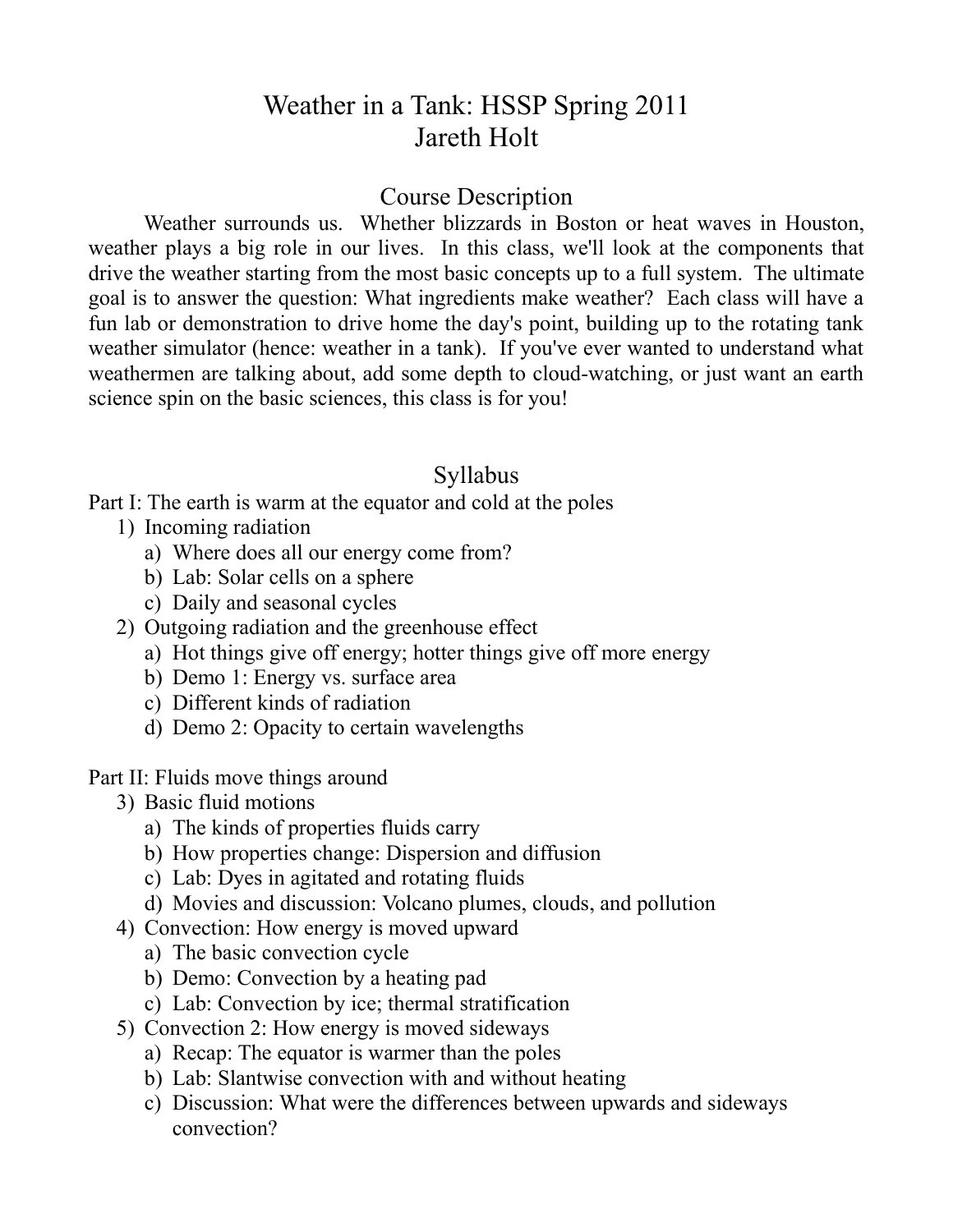# Weather in a Tank: HSSP Spring 2011

Jareth Holt

## Course Description

Weather surrounds us. Whether blizzards in Boston or heat waves in Houston, weather plays a big role in our lives. In this class, we'll look at the components that drive the weather starting from the most basic concepts up to a full system. The ultimate goal is to answer the question: What ingredients make weather? Each class will have a fun lab or demonstration to drive home the day's point, building up to the rotating tank weather simulator (hence: weather in a tank). If you've ever wanted to understand what weathermen are talking about, add some depth to cloud-watching, or just want an earth science spin on the basic sciences, this class is for you!

## Syllabus

Part I: The earth is warm at the equator and cold at the poles

1) Incoming radiation
   a) Where does all our energy come from?
   b) Lab: Solar cells on a sphere
   c) Daily and seasonal cycles
2) Outgoing radiation and the greenhouse effect
   a) Hot things give off energy; hotter things give off more energy
   b) Demo 1: Energy vs. surface area
   c) Different kinds of radiation
   d) Demo 2: Opacity to certain wavelengths

Part II: Fluids move things around

3) Basic fluid motions
   a) The kinds of properties fluids carry
   b) How properties change: Dispersion and diffusion
   c) Lab: Dyes in agitated and rotating fluids
   d) Movies and discussion: Volcano plumes, clouds, and pollution
4) Convection: How energy is moved upward
   a) The basic convection cycle
   b) Demo: Convection by a heating pad
   c) Lab: Convection by ice; thermal stratification
5) Convection 2: How energy is moved sideways
   a) Recap: The equator is warmer than the poles
   b) Lab: Slantwise convection with and without heating
   c) Discussion: What were the differences between upwards and sideways convection?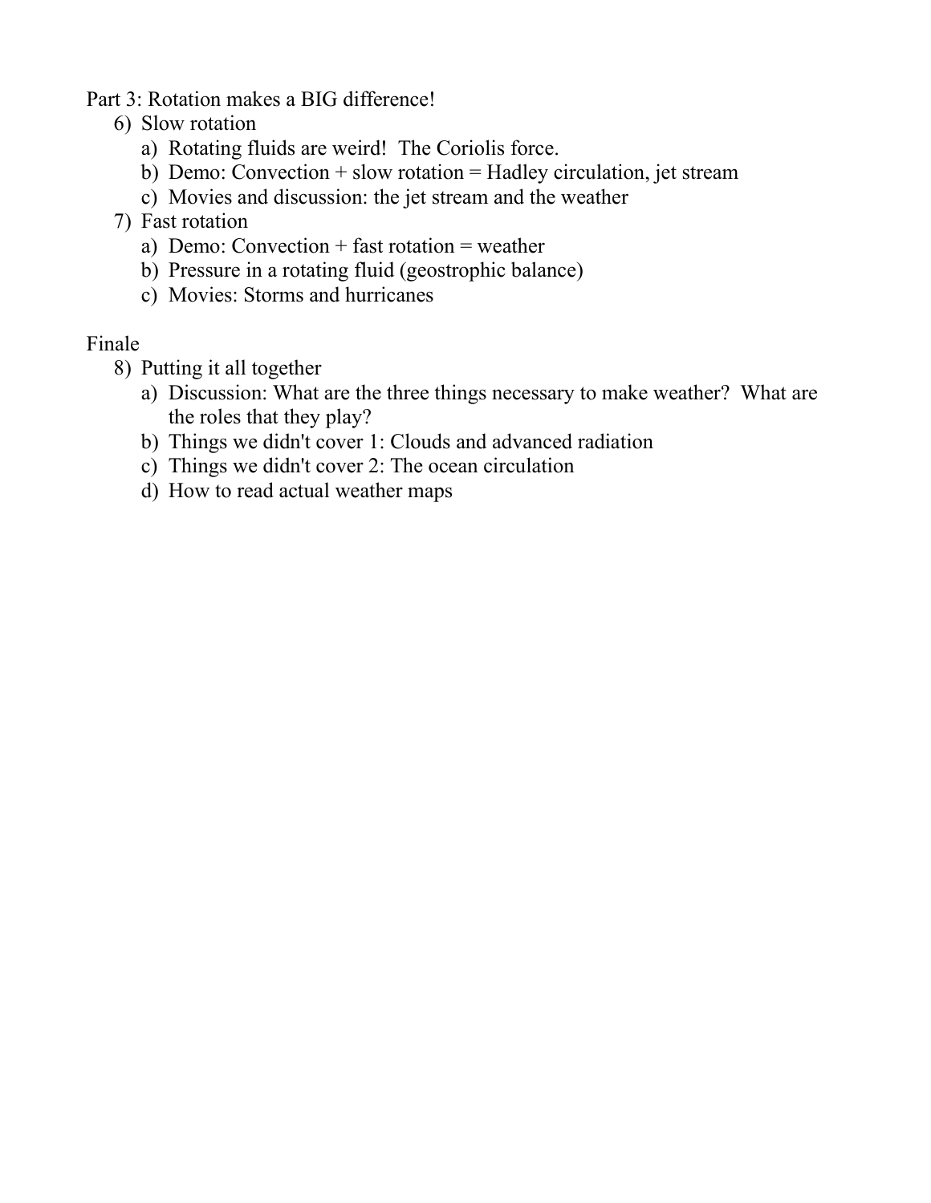Part 3: Rotation makes a BIG difference!

6) Slow rotation
   a) Rotating fluids are weird!  The Coriolis force.
   b) Demo: Convection + slow rotation = Hadley circulation, jet stream
   c) Movies and discussion: the jet stream and the weather
7) Fast rotation
   a) Demo: Convection + fast rotation = weather
   b) Pressure in a rotating fluid (geostrophic balance)
   c) Movies: Storms and hurricanes

Finale

8) Putting it all together
   a) Discussion: What are the three things necessary to make weather?  What are the roles that they play?
   b) Things we didn't cover 1: Clouds and advanced radiation
   c) Things we didn't cover 2: The ocean circulation
   d) How to read actual weather maps